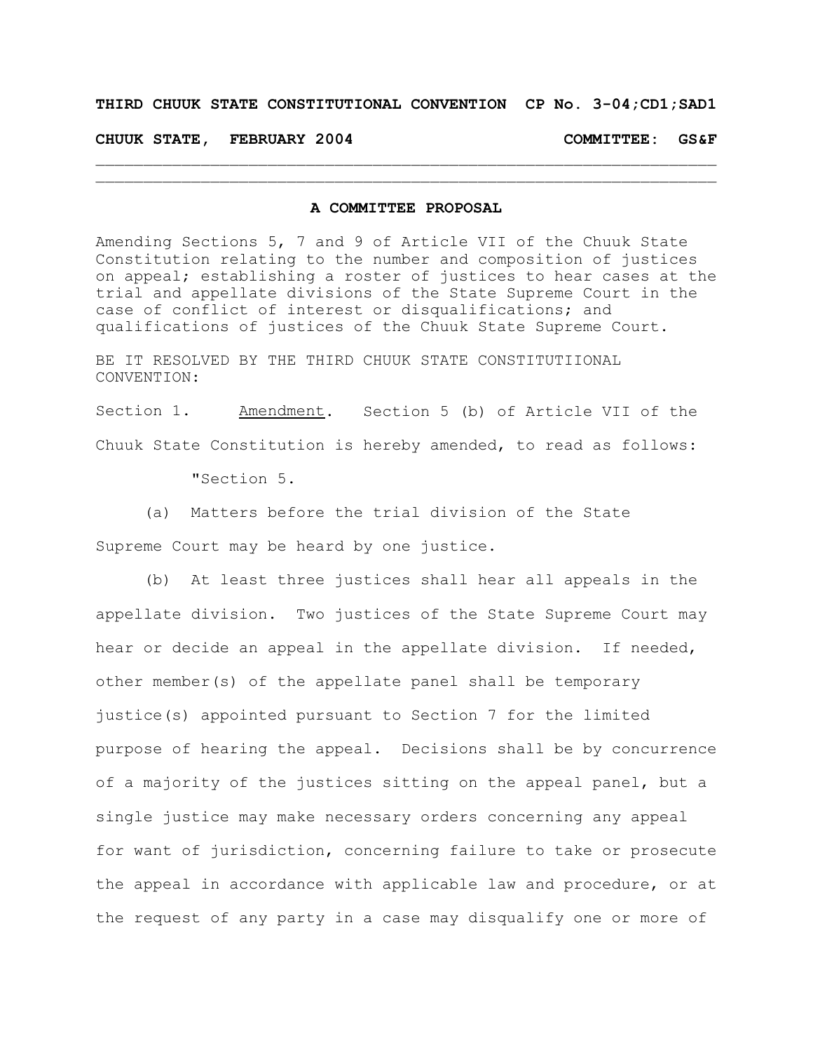**THIRD CHUUK STATE CONSTITUTIONAL CONVENTION CP No. 3-04;CD1;SAD1**

**CHUUK STATE, FEBRUARY 2004 COMMITTEE: GS&F**

---

## A COMMITTEE PROPOSAL

Amending Sections 5, 7 and 9 of Article VII of the Chuuk State Constitution relating to the number and composition of justices on appeal; establishing a roster of justices to hear cases at the trial and appellate divisions of the State Supreme Court in the case of conflict of interest or disqualifications; and qualifications of justices of the Chuuk State Supreme Court.

BE IT RESOLVED BY THE THIRD CHUUK STATE CONSTITUTIIONAL CONVENTION:

Section 1. Amendment. Section 5 (b) of Article VII of the Chuuk State Constitution is hereby amended, to read as follows:

"Section 5.

(a) Matters before the trial division of the State Supreme Court may be heard by one justice.

(b) At least three justices shall hear all appeals in the appellate division. Two justices of the State Supreme Court may hear or decide an appeal in the appellate division. If needed, other member(s) of the appellate panel shall be temporary justice(s) appointed pursuant to Section 7 for the limited purpose of hearing the appeal. Decisions shall be by concurrence of a majority of the justices sitting on the appeal panel, but a single justice may make necessary orders concerning any appeal for want of jurisdiction, concerning failure to take or prosecute the appeal in accordance with applicable law and procedure, or at the request of any party in a case may disqualify one or more of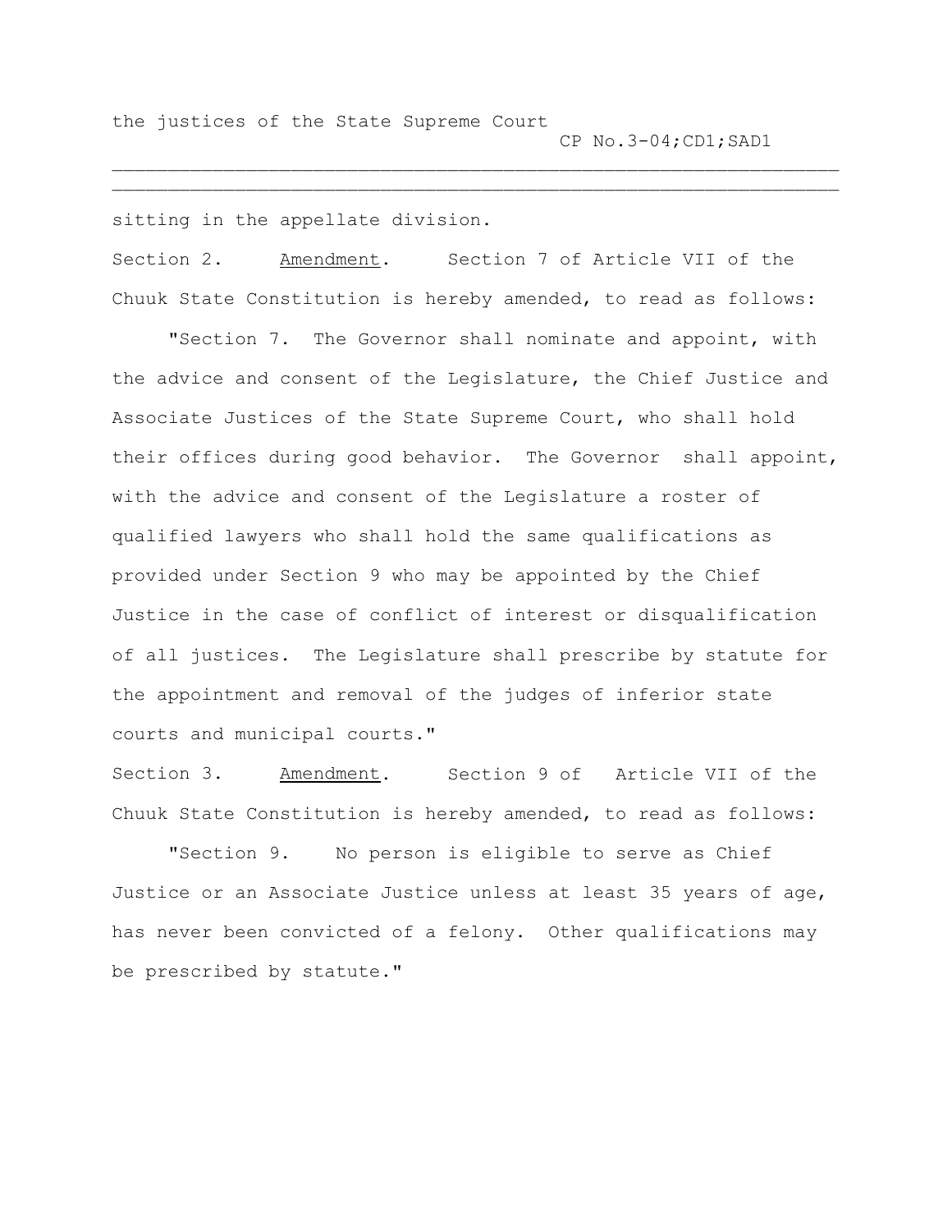the justices of the State Supreme Court

sitting in the appellate division.

Section 2. Amendment. Section 7 of Article VII of the Chuuk State Constitution is hereby amended, to read as follows:

"Section 7. The Governor shall nominate and appoint, with the advice and consent of the Legislature, the Chief Justice and Associate Justices of the State Supreme Court, who shall hold their offices during good behavior. The Governor shall appoint, with the advice and consent of the Legislature a roster of qualified lawyers who shall hold the same qualifications as provided under Section 9 who may be appointed by the Chief Justice in the case of conflict of interest or disqualification of all justices. The Legislature shall prescribe by statute for the appointment and removal of the judges of inferior state courts and municipal courts."

Section 3. Amendment. Section 9 of Article VII of the Chuuk State Constitution is hereby amended, to read as follows:

"Section 9. No person is eligible to serve as Chief Justice or an Associate Justice unless at least 35 years of age, has never been convicted of a felony. Other qualifications may be prescribed by statute."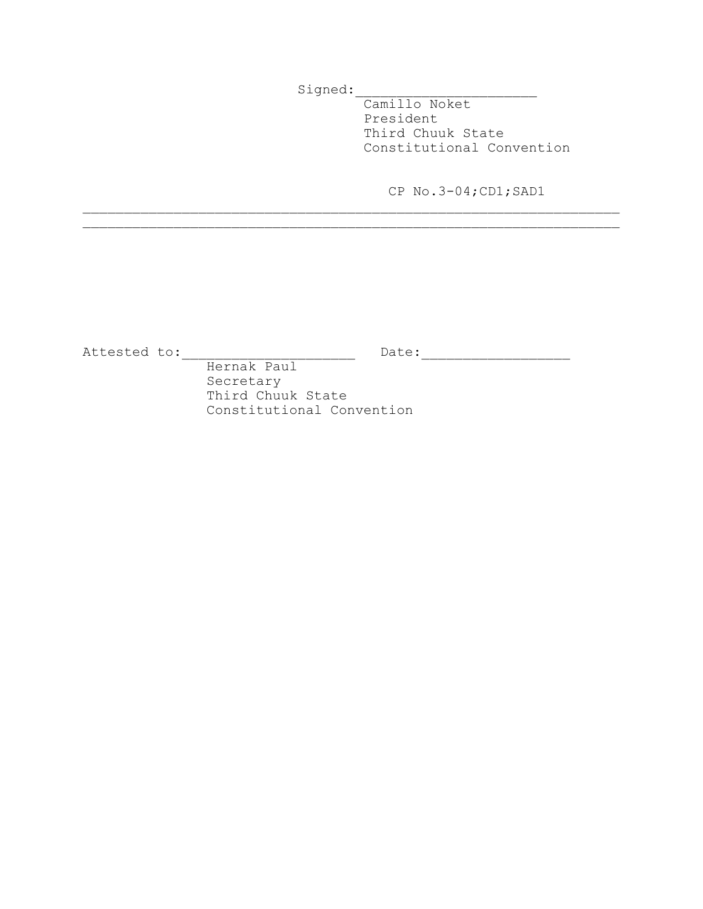Signed:______________________
Camillo Noket
President
Third Chuuk State
Constitutional Convention

CP No.3-04;CD1;SAD1

---

---

Attested to:____________________ Date:_________________
Hernak Paul
Secretary
Third Chuuk State
Constitutional Convention